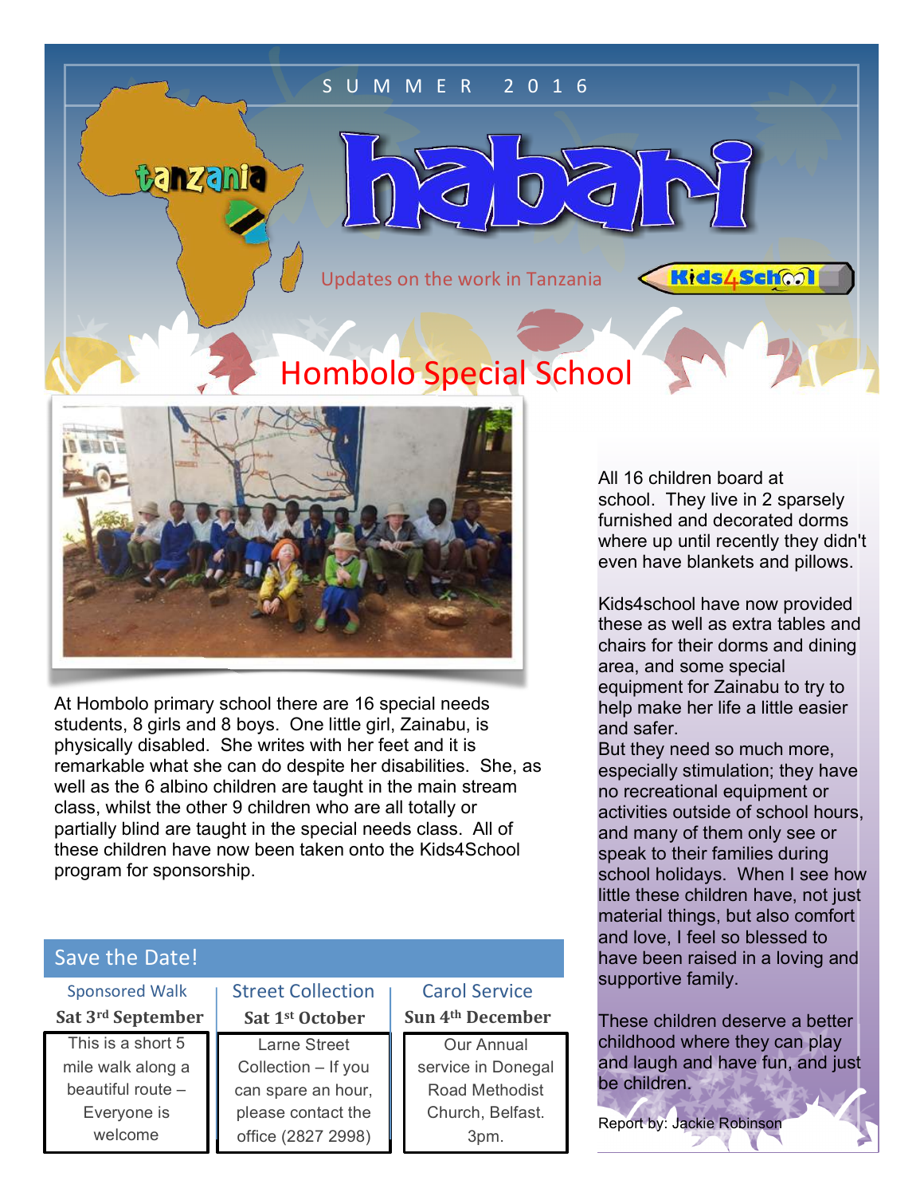SUMMER 2016

# habari

Updates on the work in Tanzania

Kids4School

## Hombolo Special School

At Hombolo primary school there are 16 special needs students, 8 girls and 8 boys. One little girl, Zainabu, is physically disabled. She writes with her feet and it is remarkable what she can do despite her disabilities. She, as well as the 6 albino children are taught in the main stream class, whilst the other 9 children who are all totally or partially blind are taught in the special needs class. All of these children have now been taken onto the Kids4School program for sponsorship.

All 16 children board at school. They live in 2 sparsely furnished and decorated dorms where up until recently they didn't even have blankets and pillows.

Kids4school have now provided these as well as extra tables and chairs for their dorms and dining area, and some special equipment for Zainabu to try to help make her life a little easier and safer.

But they need so much more, especially stimulation; they have no recreational equipment or activities outside of school hours, and many of them only see or speak to their families during school holidays. When I see how little these children have, not just material things, but also comfort and love, I feel so blessed to have been raised in a loving and supportive family.

These children deserve a better childhood where they can play and laugh and have fun, and just be children.

Report by: Jackie Robinson

### Save the Date!

| Sponsored Walk | Street Collection | Carol Service |
|---|---|---|
| **Sat 3rd September** | **Sat 1st October** | **Sun 4th December** |
| This is a short 5 mile walk along a beautiful route – Everyone is welcome | Larne Street Collection – If you can spare an hour, please contact the office (2827 2998) | Our Annual service in Donegal Road Methodist Church, Belfast. 3pm. |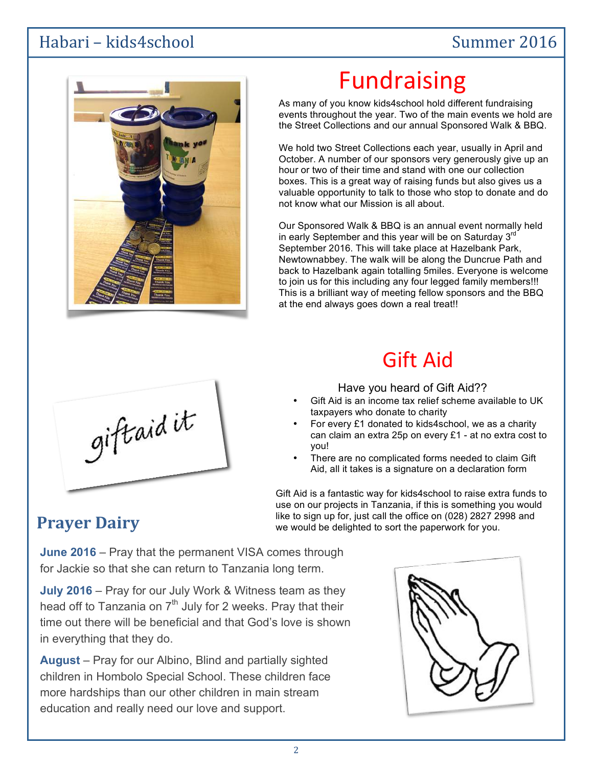# Fundraising

As many of you know kids4school hold different fundraising events throughout the year. Two of the main events we hold are the Street Collections and our annual Sponsored Walk & BBQ.

We hold two Street Collections each year, usually in April and October. A number of our sponsors very generously give up an hour or two of their time and stand with one our collection boxes. This is a great way of raising funds but also gives us a valuable opportunity to talk to those who stop to donate and do not know what our Mission is all about.

Our Sponsored Walk & BBQ is an annual event normally held in early September and this year will be on Saturday 3rd September 2016. This will take place at Hazelbank Park, Newtownabbey. The walk will be along the Duncrue Path and back to Hazelbank again totalling 5miles. Everyone is welcome to join us for this including any four legged family members!!! This is a brilliant way of meeting fellow sponsors and the BBQ at the end always goes down a real treat!!

# Gift Aid

Have you heard of Gift Aid??

- Gift Aid is an income tax relief scheme available to UK taxpayers who donate to charity
- For every £1 donated to kids4school, we as a charity can claim an extra 25p on every £1 - at no extra cost to you!
- There are no complicated forms needed to claim Gift Aid, all it takes is a signature on a declaration form

Gift Aid is a fantastic way for kids4school to raise extra funds to use on our projects in Tanzania, if this is something you would like to sign up for, just call the office on (028) 2827 2998 and we would be delighted to sort the paperwork for you.

## Prayer Dairy

**June 2016** – Pray that the permanent VISA comes through for Jackie so that she can return to Tanzania long term.

**July 2016** – Pray for our July Work & Witness team as they head off to Tanzania on 7th July for 2 weeks. Pray that their time out there will be beneficial and that God's love is shown in everything that they do.

**August** – Pray for our Albino, Blind and partially sighted children in Hombolo Special School. These children face more hardships than our other children in main stream education and really need our love and support.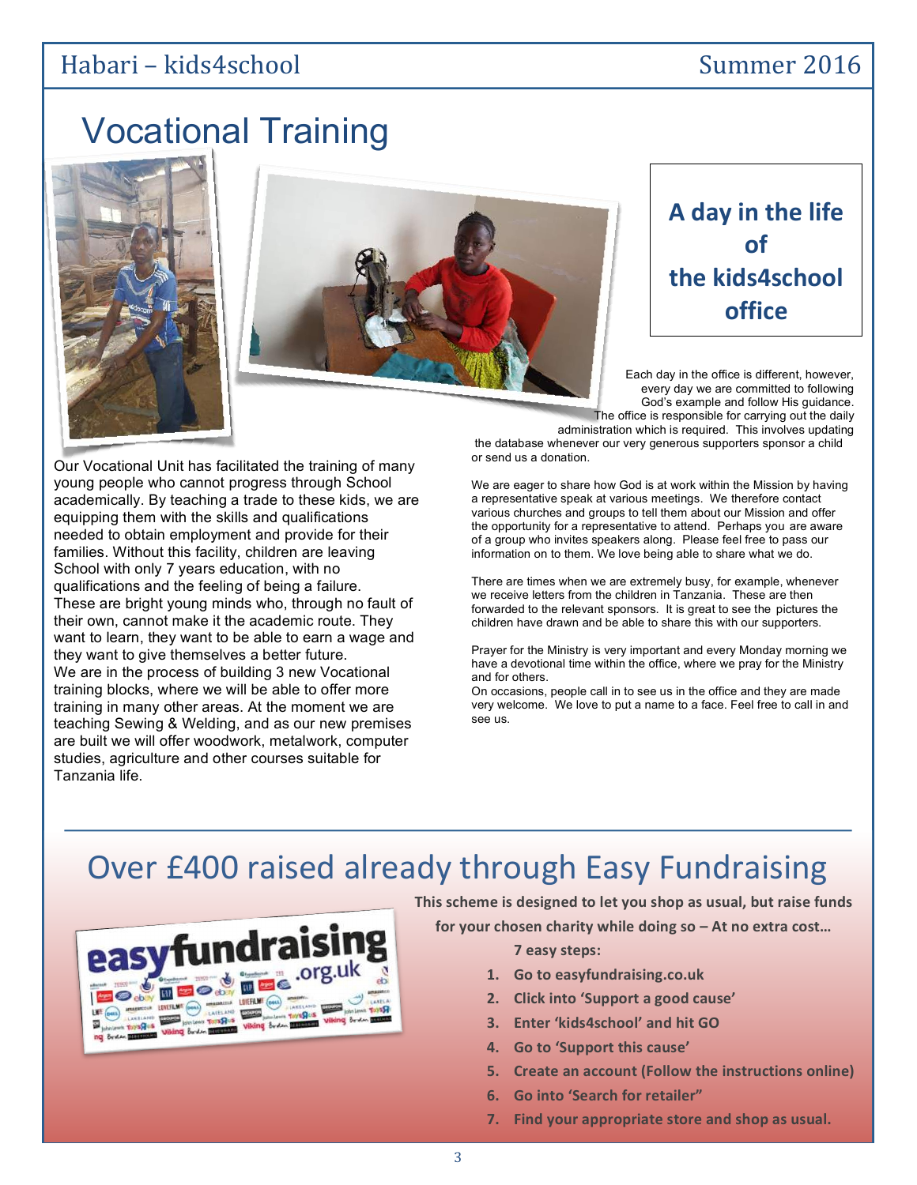# Vocational Training

Our Vocational Unit has facilitated the training of many young people who cannot progress through School academically. By teaching a trade to these kids, we are equipping them with the skills and qualifications needed to obtain employment and provide for their families. Without this facility, children are leaving School with only 7 years education, with no qualifications and the feeling of being a failure. These are bright young minds who, through no fault of their own, cannot make it the academic route. They want to learn, they want to be able to earn a wage and they want to give themselves a better future.

We are in the process of building 3 new Vocational training blocks, where we will be able to offer more training in many other areas. At the moment we are teaching Sewing & Welding, and as our new premises are built we will offer woodwork, metalwork, computer studies, agriculture and other courses suitable for Tanzania life.

## A day in the life of the kids4school office

Each day in the office is different, however, every day we are committed to following God's example and follow His guidance. The office is responsible for carrying out the daily administration which is required. This involves updating the database whenever our very generous supporters sponsor a child or send us a donation.

We are eager to share how God is at work within the Mission by having a representative speak at various meetings. We therefore contact various churches and groups to tell them about our Mission and offer the opportunity for a representative to attend. Perhaps you are aware of a group who invites speakers along. Please feel free to pass our information on to them. We love being able to share what we do.

There are times when we are extremely busy, for example, whenever we receive letters from the children in Tanzania. These are then forwarded to the relevant sponsors. It is great to see the pictures the children have drawn and be able to share this with our supporters.

Prayer for the Ministry is very important and every Monday morning we have a devotional time within the office, where we pray for the Ministry and for others.

On occasions, people call in to see us in the office and they are made very welcome. We love to put a name to a face. Feel free to call in and see us.

# Over £400 raised already through Easy Fundraising

**This scheme is designed to let you shop as usual, but raise funds for your chosen charity while doing so – At no extra cost…**

**7 easy steps:**

1. **Go to easyfundraising.co.uk**
2. **Click into 'Support a good cause'**
3. **Enter 'kids4school' and hit GO**
4. **Go to 'Support this cause'**
5. **Create an account (Follow the instructions online)**
6. **Go into 'Search for retailer"**
7. **Find your appropriate store and shop as usual.**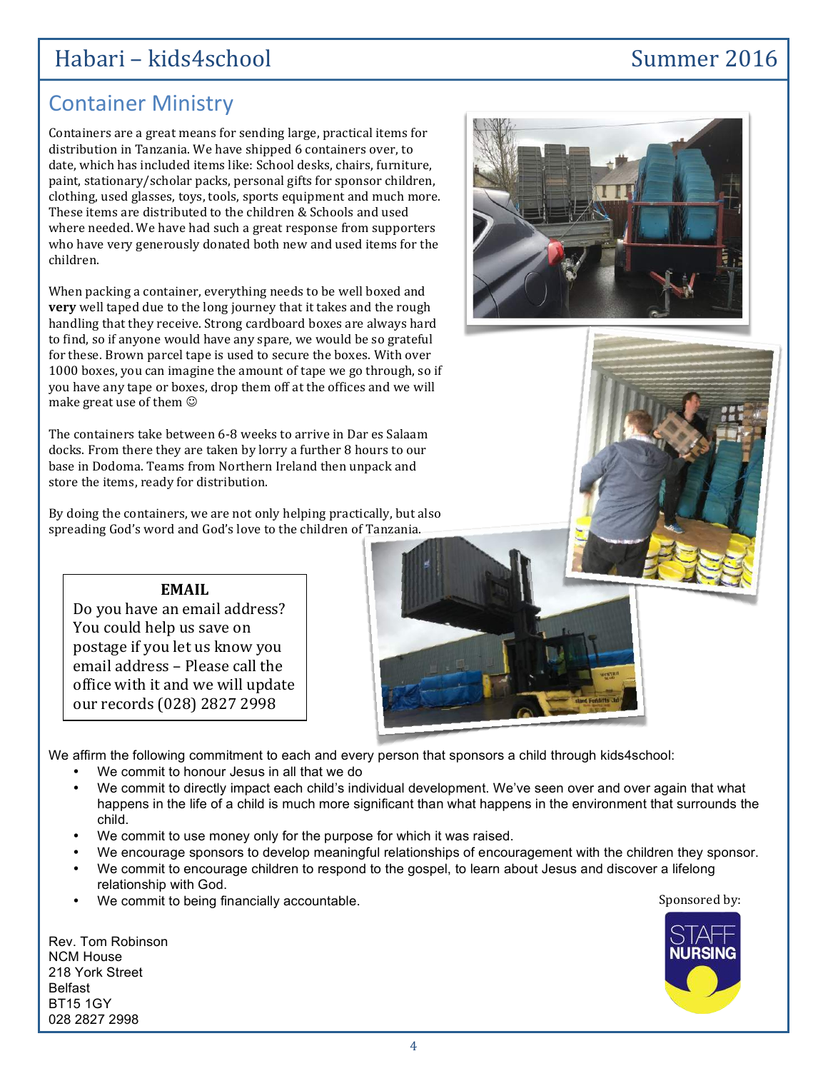## Container Ministry

Containers are a great means for sending large, practical items for distribution in Tanzania. We have shipped 6 containers over, to date, which has included items like: School desks, chairs, furniture, paint, stationary/scholar packs, personal gifts for sponsor children, clothing, used glasses, toys, tools, sports equipment and much more. These items are distributed to the children & Schools and used where needed. We have had such a great response from supporters who have very generously donated both new and used items for the children.

When packing a container, everything needs to be well boxed and **very** well taped due to the long journey that it takes and the rough handling that they receive. Strong cardboard boxes are always hard to find, so if anyone would have any spare, we would be so grateful for these. Brown parcel tape is used to secure the boxes. With over 1000 boxes, you can imagine the amount of tape we go through, so if you have any tape or boxes, drop them off at the offices and we will make great use of them ☺

The containers take between 6-8 weeks to arrive in Dar es Salaam docks. From there they are taken by lorry a further 8 hours to our base in Dodoma. Teams from Northern Ireland then unpack and store the items, ready for distribution.

By doing the containers, we are not only helping practically, but also spreading God's word and God's love to the children of Tanzania.

**EMAIL**

Do you have an email address? You could help us save on postage if you let us know you email address – Please call the office with it and we will update our records (028) 2827 2998

We affirm the following commitment to each and every person that sponsors a child through kids4school:

- We commit to honour Jesus in all that we do
- We commit to directly impact each child's individual development. We've seen over and over again that what happens in the life of a child is much more significant than what happens in the environment that surrounds the child.
- We commit to use money only for the purpose for which it was raised.
- We encourage sponsors to develop meaningful relationships of encouragement with the children they sponsor.
- We commit to encourage children to respond to the gospel, to learn about Jesus and discover a lifelong relationship with God.
- We commit to being financially accountable.

Rev. Tom Robinson
NCM House
218 York Street
Belfast
BT15 1GY
028 2827 2998

Sponsored by:

STAFF NURSING